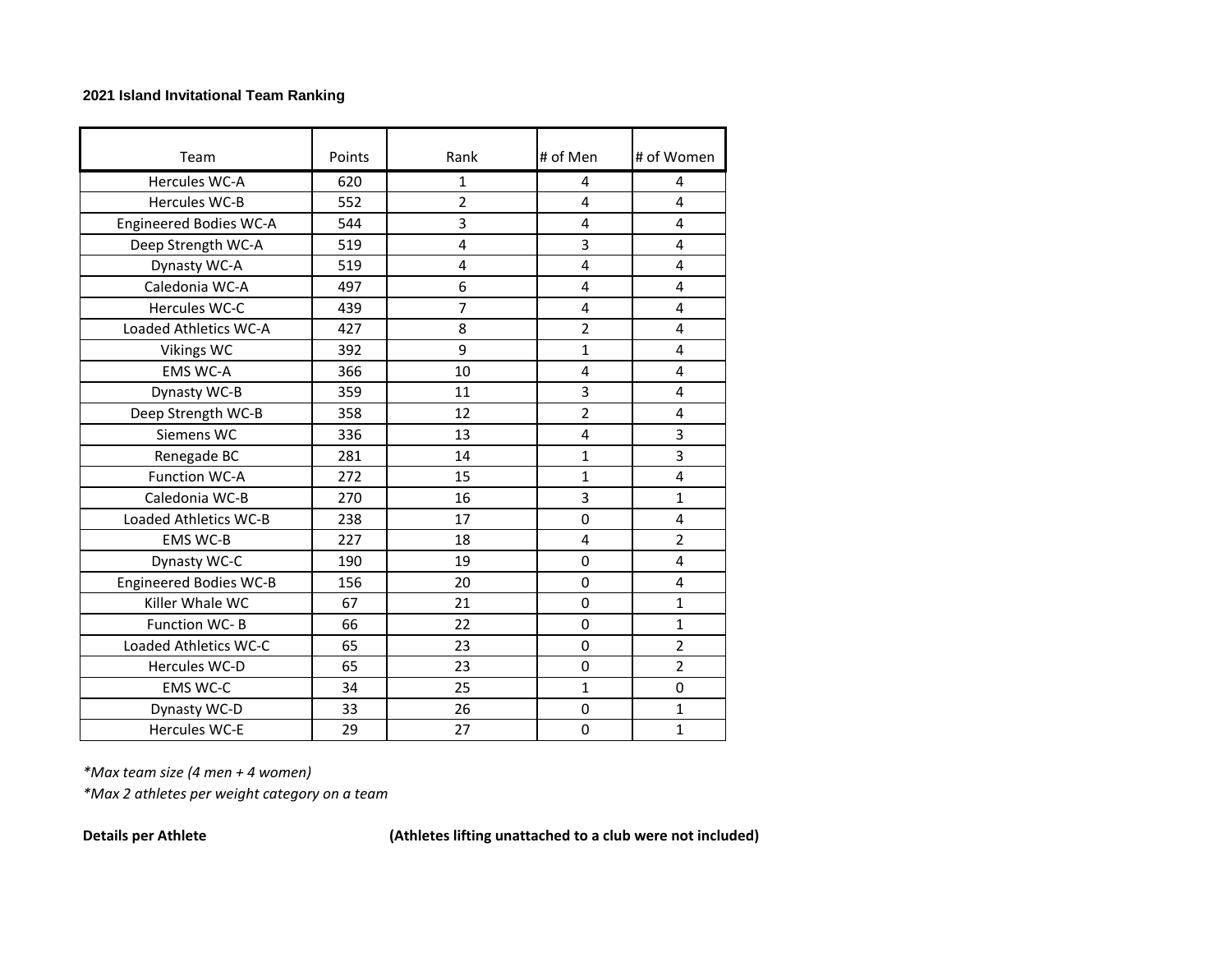**2021 Island Invitational Team Ranking**

| Team | Points | Rank | # of Men | # of Women |
|---|---|---|---|---|
| Hercules WC-A | 620 | 1 | 4 | 4 |
| Hercules WC-B | 552 | 2 | 4 | 4 |
| Engineered Bodies WC-A | 544 | 3 | 4 | 4 |
| Deep Strength WC-A | 519 | 4 | 3 | 4 |
| Dynasty WC-A | 519 | 4 | 4 | 4 |
| Caledonia WC-A | 497 | 6 | 4 | 4 |
| Hercules WC-C | 439 | 7 | 4 | 4 |
| Loaded Athletics WC-A | 427 | 8 | 2 | 4 |
| Vikings WC | 392 | 9 | 1 | 4 |
| EMS WC-A | 366 | 10 | 4 | 4 |
| Dynasty WC-B | 359 | 11 | 3 | 4 |
| Deep Strength WC-B | 358 | 12 | 2 | 4 |
| Siemens WC | 336 | 13 | 4 | 3 |
| Renegade BC | 281 | 14 | 1 | 3 |
| Function WC-A | 272 | 15 | 1 | 4 |
| Caledonia WC-B | 270 | 16 | 3 | 1 |
| Loaded Athletics WC-B | 238 | 17 | 0 | 4 |
| EMS WC-B | 227 | 18 | 4 | 2 |
| Dynasty WC-C | 190 | 19 | 0 | 4 |
| Engineered Bodies WC-B | 156 | 20 | 0 | 4 |
| Killer Whale WC | 67 | 21 | 0 | 1 |
| Function WC- B | 66 | 22 | 0 | 1 |
| Loaded Athletics WC-C | 65 | 23 | 0 | 2 |
| Hercules WC-D | 65 | 23 | 0 | 2 |
| EMS WC-C | 34 | 25 | 1 | 0 |
| Dynasty WC-D | 33 | 26 | 0 | 1 |
| Hercules WC-E | 29 | 27 | 0 | 1 |

*\*Max team size (4 men + 4 women)*

*\*Max 2 athletes per weight category on a team*

**Details per Athlete** **(Athletes lifting unattached to a club were not included)**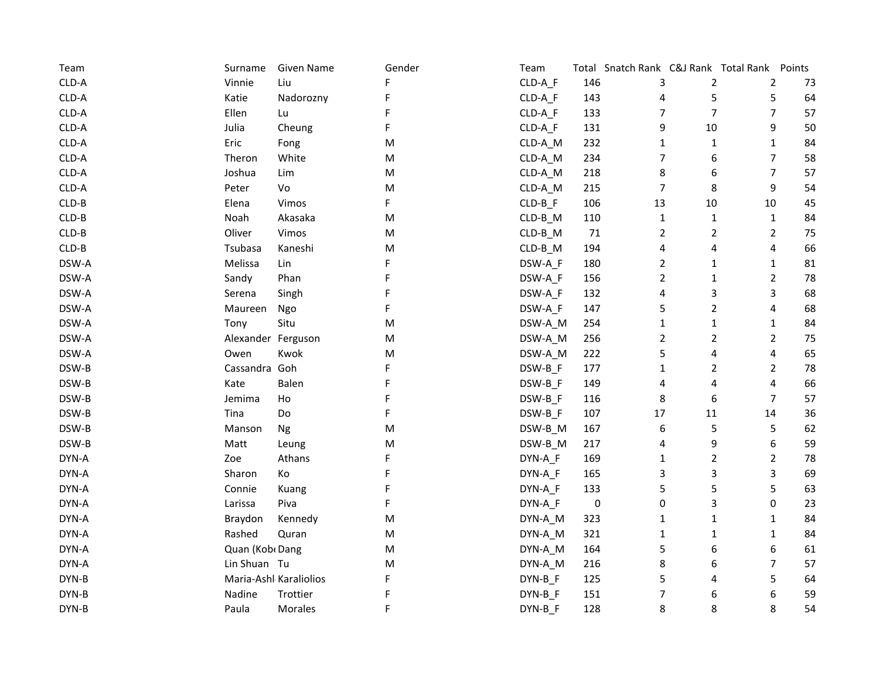| Team | Surname | Given Name | Gender | Team | Total | Snatch Rank | C&J Rank | Total Rank | Points |
|---|---|---|---|---|---|---|---|---|---|
| CLD-A | Vinnie | Liu | F | CLD-A_F | 146 | 3 | 2 | 2 | 73 |
| CLD-A | Katie | Nadorozny | F | CLD-A_F | 143 | 4 | 5 | 5 | 64 |
| CLD-A | Ellen | Lu | F | CLD-A_F | 133 | 7 | 7 | 7 | 57 |
| CLD-A | Julia | Cheung | F | CLD-A_F | 131 | 9 | 10 | 9 | 50 |
| CLD-A | Eric | Fong | M | CLD-A_M | 232 | 1 | 1 | 1 | 84 |
| CLD-A | Theron | White | M | CLD-A_M | 234 | 7 | 6 | 7 | 58 |
| CLD-A | Joshua | Lim | M | CLD-A_M | 218 | 8 | 6 | 7 | 57 |
| CLD-A | Peter | Vo | M | CLD-A_M | 215 | 7 | 8 | 9 | 54 |
| CLD-B | Elena | Vimos | F | CLD-B_F | 106 | 13 | 10 | 10 | 45 |
| CLD-B | Noah | Akasaka | M | CLD-B_M | 110 | 1 | 1 | 1 | 84 |
| CLD-B | Oliver | Vimos | M | CLD-B_M | 71 | 2 | 2 | 2 | 75 |
| CLD-B | Tsubasa | Kaneshi | M | CLD-B_M | 194 | 4 | 4 | 4 | 66 |
| DSW-A | Melissa | Lin | F | DSW-A_F | 180 | 2 | 1 | 1 | 81 |
| DSW-A | Sandy | Phan | F | DSW-A_F | 156 | 2 | 1 | 2 | 78 |
| DSW-A | Serena | Singh | F | DSW-A_F | 132 | 4 | 3 | 3 | 68 |
| DSW-A | Maureen | Ngo | F | DSW-A_F | 147 | 5 | 2 | 4 | 68 |
| DSW-A | Tony | Situ | M | DSW-A_M | 254 | 1 | 1 | 1 | 84 |
| DSW-A | Alexander | Ferguson | M | DSW-A_M | 256 | 2 | 2 | 2 | 75 |
| DSW-A | Owen | Kwok | M | DSW-A_M | 222 | 5 | 4 | 4 | 65 |
| DSW-B | Cassandra | Goh | F | DSW-B_F | 177 | 1 | 2 | 2 | 78 |
| DSW-B | Kate | Balen | F | DSW-B_F | 149 | 4 | 4 | 4 | 66 |
| DSW-B | Jemima | Ho | F | DSW-B_F | 116 | 8 | 6 | 7 | 57 |
| DSW-B | Tina | Do | F | DSW-B_F | 107 | 17 | 11 | 14 | 36 |
| DSW-B | Manson | Ng | M | DSW-B_M | 167 | 6 | 5 | 5 | 62 |
| DSW-B | Matt | Leung | M | DSW-B_M | 217 | 4 | 9 | 6 | 59 |
| DYN-A | Zoe | Athans | F | DYN-A_F | 169 | 1 | 2 | 2 | 78 |
| DYN-A | Sharon | Ko | F | DYN-A_F | 165 | 3 | 3 | 3 | 69 |
| DYN-A | Connie | Kuang | F | DYN-A_F | 133 | 5 | 5 | 5 | 63 |
| DYN-A | Larissa | Piva | F | DYN-A_F | 0 | 0 | 3 | 0 | 23 |
| DYN-A | Braydon | Kennedy | M | DYN-A_M | 323 | 1 | 1 | 1 | 84 |
| DYN-A | Rashed | Quran | M | DYN-A_M | 321 | 1 | 1 | 1 | 84 |
| DYN-A | Quan (Kob | Dang | M | DYN-A_M | 164 | 5 | 6 | 6 | 61 |
| DYN-A | Lin Shuan | Tu | M | DYN-A_M | 216 | 8 | 6 | 7 | 57 |
| DYN-B | Maria-Ashl | Karaliolios | F | DYN-B_F | 125 | 5 | 4 | 5 | 64 |
| DYN-B | Nadine | Trottier | F | DYN-B_F | 151 | 7 | 6 | 6 | 59 |
| DYN-B | Paula | Morales | F | DYN-B_F | 128 | 8 | 8 | 8 | 54 |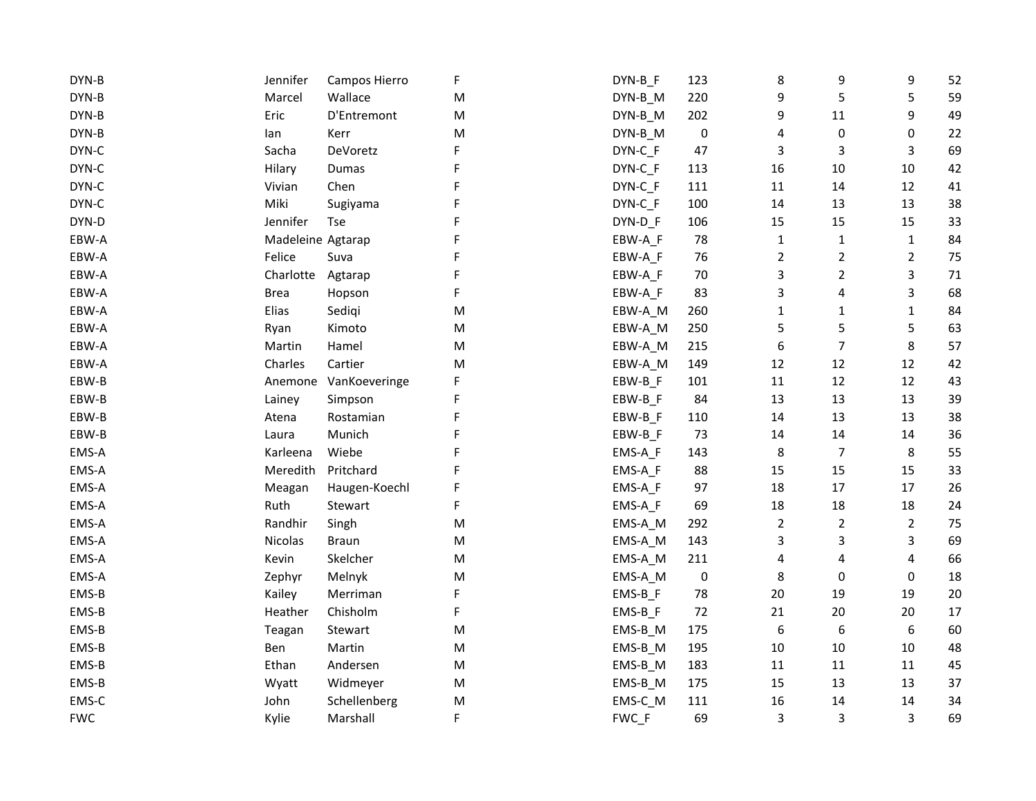| | | | | | | | | | |
|---|---|---|---|---|---|---|---|---|---|
| DYN-B | Jennifer | Campos Hierro | F | DYN-B_F | 123 | 8 | 9 | 9 | 52 |
| DYN-B | Marcel | Wallace | M | DYN-B_M | 220 | 9 | 5 | 5 | 59 |
| DYN-B | Eric | D'Entremont | M | DYN-B_M | 202 | 9 | 11 | 9 | 49 |
| DYN-B | Ian | Kerr | M | DYN-B_M | 0 | 4 | 0 | 0 | 22 |
| DYN-C | Sacha | DeVoretz | F | DYN-C_F | 47 | 3 | 3 | 3 | 69 |
| DYN-C | Hilary | Dumas | F | DYN-C_F | 113 | 16 | 10 | 10 | 42 |
| DYN-C | Vivian | Chen | F | DYN-C_F | 111 | 11 | 14 | 12 | 41 |
| DYN-C | Miki | Sugiyama | F | DYN-C_F | 100 | 14 | 13 | 13 | 38 |
| DYN-D | Jennifer | Tse | F | DYN-D_F | 106 | 15 | 15 | 15 | 33 |
| EBW-A | Madeleine | Agtarap | F | EBW-A_F | 78 | 1 | 1 | 1 | 84 |
| EBW-A | Felice | Suva | F | EBW-A_F | 76 | 2 | 2 | 2 | 75 |
| EBW-A | Charlotte | Agtarap | F | EBW-A_F | 70 | 3 | 2 | 3 | 71 |
| EBW-A | Brea | Hopson | F | EBW-A_F | 83 | 3 | 4 | 3 | 68 |
| EBW-A | Elias | Sediqi | M | EBW-A_M | 260 | 1 | 1 | 1 | 84 |
| EBW-A | Ryan | Kimoto | M | EBW-A_M | 250 | 5 | 5 | 5 | 63 |
| EBW-A | Martin | Hamel | M | EBW-A_M | 215 | 6 | 7 | 8 | 57 |
| EBW-A | Charles | Cartier | M | EBW-A_M | 149 | 12 | 12 | 12 | 42 |
| EBW-B | Anemone | VanKoeveringe | F | EBW-B_F | 101 | 11 | 12 | 12 | 43 |
| EBW-B | Lainey | Simpson | F | EBW-B_F | 84 | 13 | 13 | 13 | 39 |
| EBW-B | Atena | Rostamian | F | EBW-B_F | 110 | 14 | 13 | 13 | 38 |
| EBW-B | Laura | Munich | F | EBW-B_F | 73 | 14 | 14 | 14 | 36 |
| EMS-A | Karleena | Wiebe | F | EMS-A_F | 143 | 8 | 7 | 8 | 55 |
| EMS-A | Meredith | Pritchard | F | EMS-A_F | 88 | 15 | 15 | 15 | 33 |
| EMS-A | Meagan | Haugen-Koechl | F | EMS-A_F | 97 | 18 | 17 | 17 | 26 |
| EMS-A | Ruth | Stewart | F | EMS-A_F | 69 | 18 | 18 | 18 | 24 |
| EMS-A | Randhir | Singh | M | EMS-A_M | 292 | 2 | 2 | 2 | 75 |
| EMS-A | Nicolas | Braun | M | EMS-A_M | 143 | 3 | 3 | 3 | 69 |
| EMS-A | Kevin | Skelcher | M | EMS-A_M | 211 | 4 | 4 | 4 | 66 |
| EMS-A | Zephyr | Melnyk | M | EMS-A_M | 0 | 8 | 0 | 0 | 18 |
| EMS-B | Kailey | Merriman | F | EMS-B_F | 78 | 20 | 19 | 19 | 20 |
| EMS-B | Heather | Chisholm | F | EMS-B_F | 72 | 21 | 20 | 20 | 17 |
| EMS-B | Teagan | Stewart | M | EMS-B_M | 175 | 6 | 6 | 6 | 60 |
| EMS-B | Ben | Martin | M | EMS-B_M | 195 | 10 | 10 | 10 | 48 |
| EMS-B | Ethan | Andersen | M | EMS-B_M | 183 | 11 | 11 | 11 | 45 |
| EMS-B | Wyatt | Widmeyer | M | EMS-B_M | 175 | 15 | 13 | 13 | 37 |
| EMS-C | John | Schellenberg | M | EMS-C_M | 111 | 16 | 14 | 14 | 34 |
| FWC | Kylie | Marshall | F | FWC_F | 69 | 3 | 3 | 3 | 69 |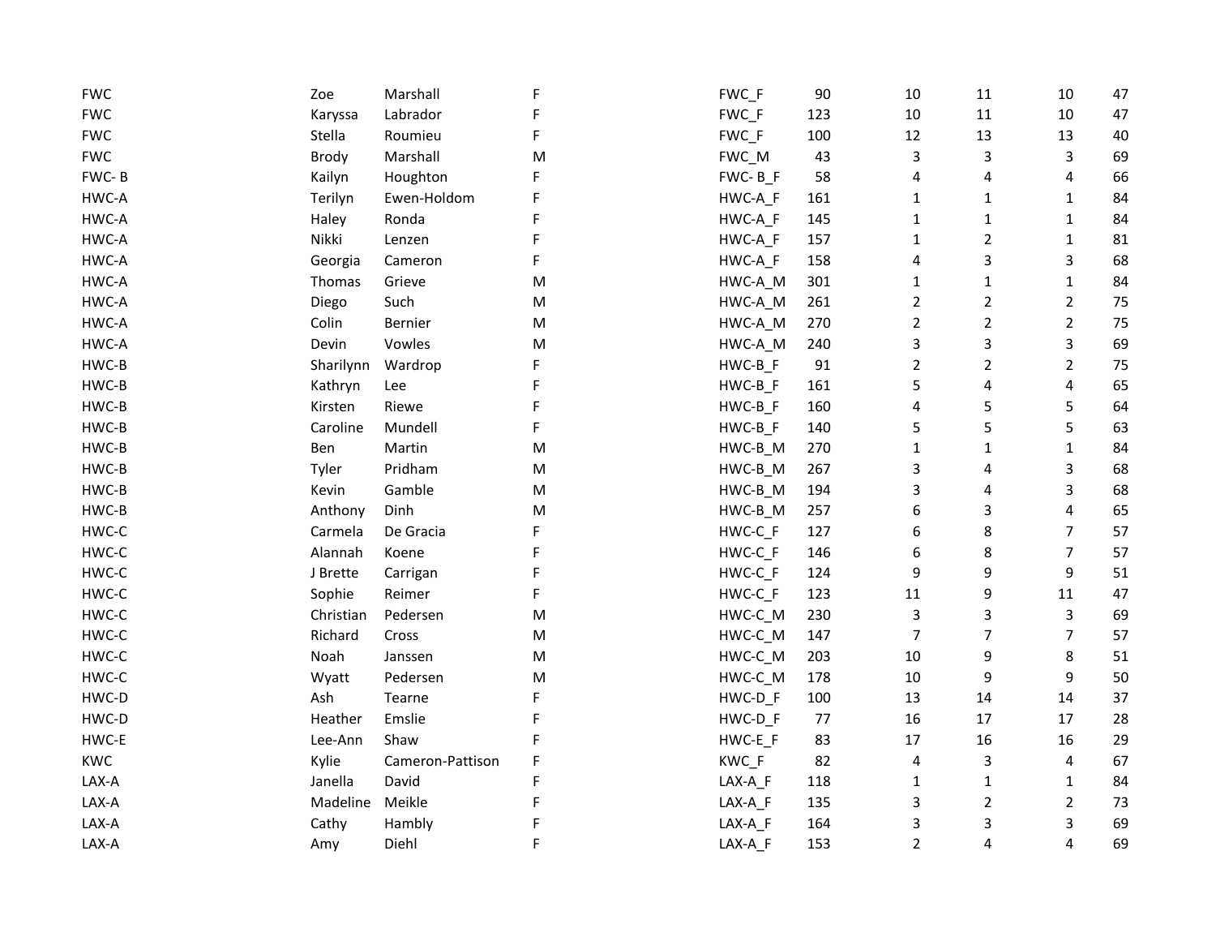| | | | | | | | | | |
|---|---|---|---|---|---|---|---|---|---|
| FWC | Zoe | Marshall | F | FWC_F | 90 | 10 | 11 | 10 | 47 |
| FWC | Karyssa | Labrador | F | FWC_F | 123 | 10 | 11 | 10 | 47 |
| FWC | Stella | Roumieu | F | FWC_F | 100 | 12 | 13 | 13 | 40 |
| FWC | Brody | Marshall | M | FWC_M | 43 | 3 | 3 | 3 | 69 |
| FWC- B | Kailyn | Houghton | F | FWC- B_F | 58 | 4 | 4 | 4 | 66 |
| HWC-A | Terilyn | Ewen-Holdom | F | HWC-A_F | 161 | 1 | 1 | 1 | 84 |
| HWC-A | Haley | Ronda | F | HWC-A_F | 145 | 1 | 1 | 1 | 84 |
| HWC-A | Nikki | Lenzen | F | HWC-A_F | 157 | 1 | 2 | 1 | 81 |
| HWC-A | Georgia | Cameron | F | HWC-A_F | 158 | 4 | 3 | 3 | 68 |
| HWC-A | Thomas | Grieve | M | HWC-A_M | 301 | 1 | 1 | 1 | 84 |
| HWC-A | Diego | Such | M | HWC-A_M | 261 | 2 | 2 | 2 | 75 |
| HWC-A | Colin | Bernier | M | HWC-A_M | 270 | 2 | 2 | 2 | 75 |
| HWC-A | Devin | Vowles | M | HWC-A_M | 240 | 3 | 3 | 3 | 69 |
| HWC-B | Sharilynn | Wardrop | F | HWC-B_F | 91 | 2 | 2 | 2 | 75 |
| HWC-B | Kathryn | Lee | F | HWC-B_F | 161 | 5 | 4 | 4 | 65 |
| HWC-B | Kirsten | Riewe | F | HWC-B_F | 160 | 4 | 5 | 5 | 64 |
| HWC-B | Caroline | Mundell | F | HWC-B_F | 140 | 5 | 5 | 5 | 63 |
| HWC-B | Ben | Martin | M | HWC-B_M | 270 | 1 | 1 | 1 | 84 |
| HWC-B | Tyler | Pridham | M | HWC-B_M | 267 | 3 | 4 | 3 | 68 |
| HWC-B | Kevin | Gamble | M | HWC-B_M | 194 | 3 | 4 | 3 | 68 |
| HWC-B | Anthony | Dinh | M | HWC-B_M | 257 | 6 | 3 | 4 | 65 |
| HWC-C | Carmela | De Gracia | F | HWC-C_F | 127 | 6 | 8 | 7 | 57 |
| HWC-C | Alannah | Koene | F | HWC-C_F | 146 | 6 | 8 | 7 | 57 |
| HWC-C | J Brette | Carrigan | F | HWC-C_F | 124 | 9 | 9 | 9 | 51 |
| HWC-C | Sophie | Reimer | F | HWC-C_F | 123 | 11 | 9 | 11 | 47 |
| HWC-C | Christian | Pedersen | M | HWC-C_M | 230 | 3 | 3 | 3 | 69 |
| HWC-C | Richard | Cross | M | HWC-C_M | 147 | 7 | 7 | 7 | 57 |
| HWC-C | Noah | Janssen | M | HWC-C_M | 203 | 10 | 9 | 8 | 51 |
| HWC-C | Wyatt | Pedersen | M | HWC-C_M | 178 | 10 | 9 | 9 | 50 |
| HWC-D | Ash | Tearne | F | HWC-D_F | 100 | 13 | 14 | 14 | 37 |
| HWC-D | Heather | Emslie | F | HWC-D_F | 77 | 16 | 17 | 17 | 28 |
| HWC-E | Lee-Ann | Shaw | F | HWC-E_F | 83 | 17 | 16 | 16 | 29 |
| KWC | Kylie | Cameron-Pattison | F | KWC_F | 82 | 4 | 3 | 4 | 67 |
| LAX-A | Janella | David | F | LAX-A_F | 118 | 1 | 1 | 1 | 84 |
| LAX-A | Madeline | Meikle | F | LAX-A_F | 135 | 3 | 2 | 2 | 73 |
| LAX-A | Cathy | Hambly | F | LAX-A_F | 164 | 3 | 3 | 3 | 69 |
| LAX-A | Amy | Diehl | F | LAX-A_F | 153 | 2 | 4 | 4 | 69 |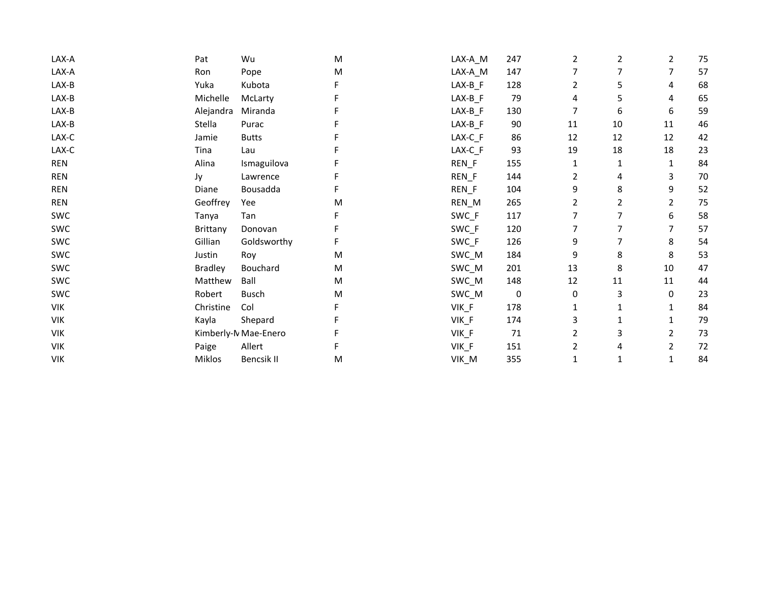| | | | | | | | | | |
|---|---|---|---|---|---|---|---|---|---|
| LAX-A | Pat | Wu | M | LAX-A_M | 247 | 2 | 2 | 2 | 75 |
| LAX-A | Ron | Pope | M | LAX-A_M | 147 | 7 | 7 | 7 | 57 |
| LAX-B | Yuka | Kubota | F | LAX-B_F | 128 | 2 | 5 | 4 | 68 |
| LAX-B | Michelle | McLarty | F | LAX-B_F | 79 | 4 | 5 | 4 | 65 |
| LAX-B | Alejandra | Miranda | F | LAX-B_F | 130 | 7 | 6 | 6 | 59 |
| LAX-B | Stella | Purac | F | LAX-B_F | 90 | 11 | 10 | 11 | 46 |
| LAX-C | Jamie | Butts | F | LAX-C_F | 86 | 12 | 12 | 12 | 42 |
| LAX-C | Tina | Lau | F | LAX-C_F | 93 | 19 | 18 | 18 | 23 |
| REN | Alina | Ismaguilova | F | REN_F | 155 | 1 | 1 | 1 | 84 |
| REN | Jy | Lawrence | F | REN_F | 144 | 2 | 4 | 3 | 70 |
| REN | Diane | Bousadda | F | REN_F | 104 | 9 | 8 | 9 | 52 |
| REN | Geoffrey | Yee | M | REN_M | 265 | 2 | 2 | 2 | 75 |
| SWC | Tanya | Tan | F | SWC_F | 117 | 7 | 7 | 6 | 58 |
| SWC | Brittany | Donovan | F | SWC_F | 120 | 7 | 7 | 7 | 57 |
| SWC | Gillian | Goldsworthy | F | SWC_F | 126 | 9 | 7 | 8 | 54 |
| SWC | Justin | Roy | M | SWC_M | 184 | 9 | 8 | 8 | 53 |
| SWC | Bradley | Bouchard | M | SWC_M | 201 | 13 | 8 | 10 | 47 |
| SWC | Matthew | Ball | M | SWC_M | 148 | 12 | 11 | 11 | 44 |
| SWC | Robert | Busch | M | SWC_M | 0 | 0 | 3 | 0 | 23 |
| VIK | Christine | Col | F | VIK_F | 178 | 1 | 1 | 1 | 84 |
| VIK | Kayla | Shepard | F | VIK_F | 174 | 3 | 1 | 1 | 79 |
| VIK | Kimberly-M | Mae-Enero | F | VIK_F | 71 | 2 | 3 | 2 | 73 |
| VIK | Paige | Allert | F | VIK_F | 151 | 2 | 4 | 2 | 72 |
| VIK | Miklos | Bencsik II | M | VIK_M | 355 | 1 | 1 | 1 | 84 |